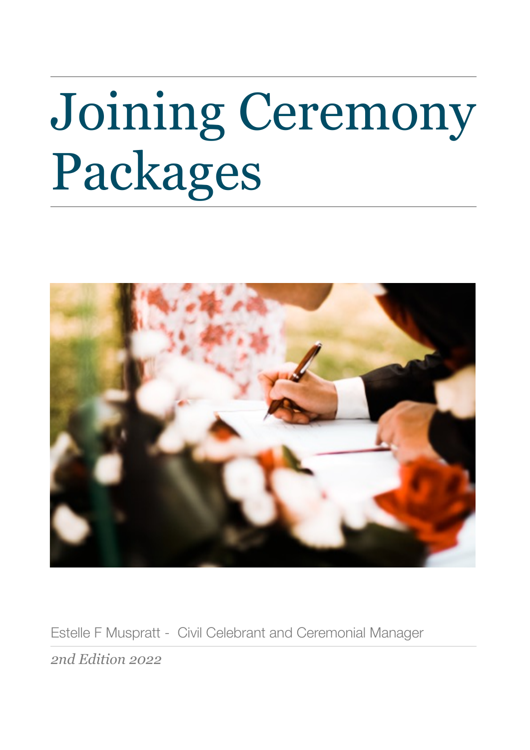# Joining Ceremony Packages

Estelle F Muspratt - Civil Celebrant and Ceremonial Manager

*2nd Edition 2022*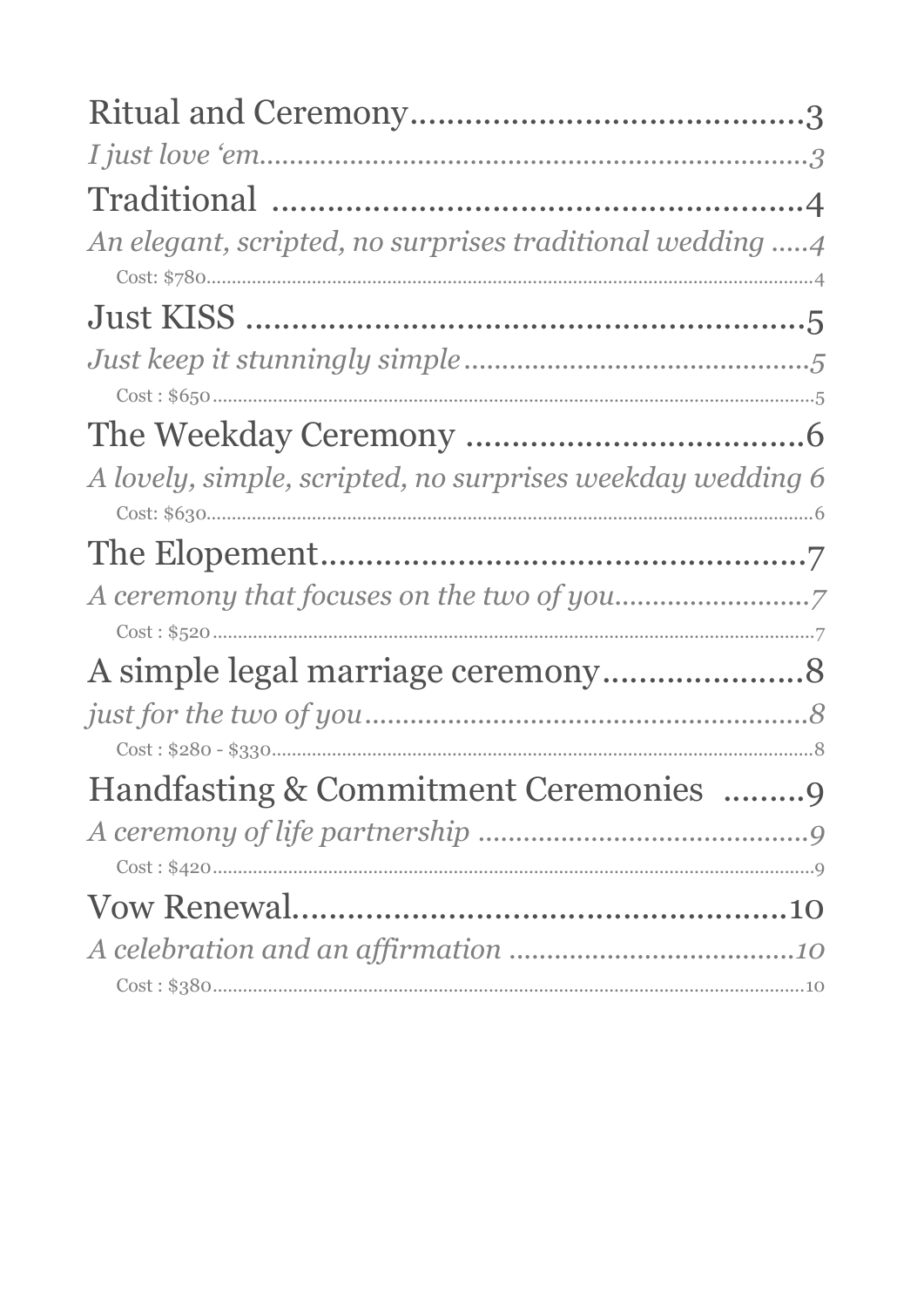Ritual and Ceremony......................................3

*I just love 'em..................................................................3*

Traditional ....................................................4

*An elegant, scripted, no surprises traditional wedding .....4*

Cost: $780..........................................................................................................4

Just KISS .......................................................5

*Just keep it stunningly simple ..........................................5*

Cost : $650..........................................................................................................5

The Weekday Ceremony ..................................6

*A lovely, simple, scripted, no surprises weekday wedding 6*

Cost: $630..........................................................................................................6

The Elopement................................................7

*A ceremony that focuses on the two of you.........................7*

Cost : $520..........................................................................................................7

A simple legal marriage ceremony.....................8

*just for the two of you.......................................................8*

Cost : $280 - $330..............................................................................................8

Handfasting & Commitment Ceremonies .........9

*A ceremony of life partnership .........................................9*

Cost : $420..........................................................................................................9

Vow Renewal..................................................10

*A celebration and an affirmation ....................................10*

Cost : $380..........................................................................................................10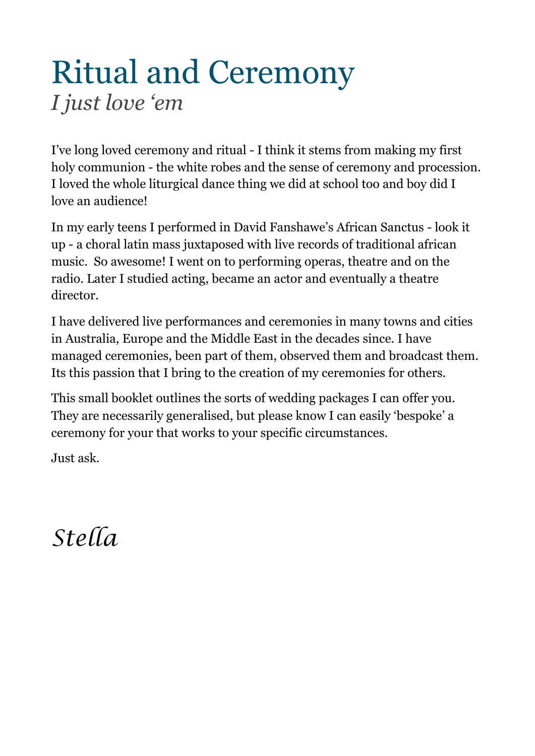# Ritual and Ceremony

*I just love 'em*

I've long loved ceremony and ritual - I think it stems from making my first holy communion - the white robes and the sense of ceremony and procession. I loved the whole liturgical dance thing we did at school too and boy did I love an audience!

In my early teens I performed in David Fanshawe's African Sanctus - look it up - a choral latin mass juxtaposed with live records of traditional african music. So awesome! I went on to performing operas, theatre and on the radio. Later I studied acting, became an actor and eventually a theatre director.

I have delivered live performances and ceremonies in many towns and cities in Australia, Europe and the Middle East in the decades since. I have managed ceremonies, been part of them, observed them and broadcast them. Its this passion that I bring to the creation of my ceremonies for others.

This small booklet outlines the sorts of wedding packages I can offer you. They are necessarily generalised, but please know I can easily 'bespoke' a ceremony for your that works to your specific circumstances.

Just ask.

*Stella*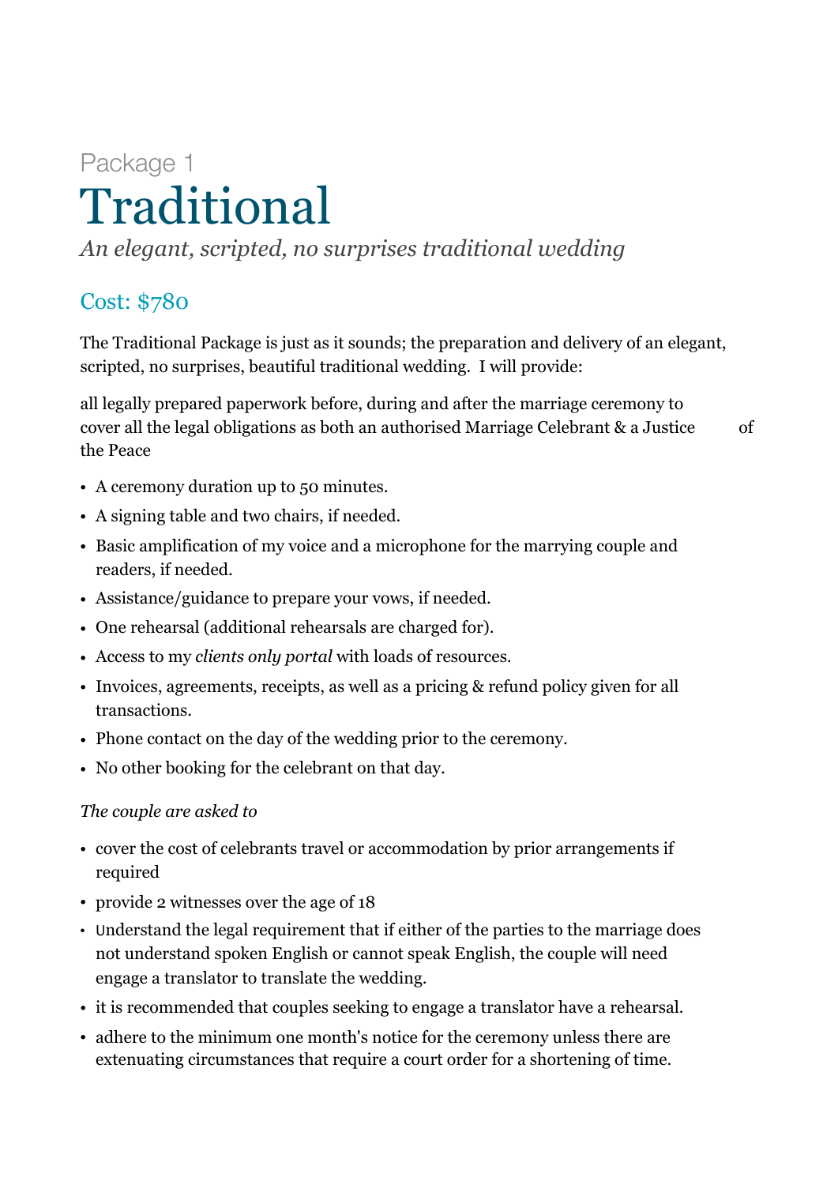Package 1

# Traditional

*An elegant, scripted, no surprises traditional wedding*

## Cost: $780

The Traditional Package is just as it sounds; the preparation and delivery of an elegant, scripted, no surprises, beautiful traditional wedding. I will provide:

all legally prepared paperwork before, during and after the marriage ceremony to cover all the legal obligations as both an authorised Marriage Celebrant & a Justice of the Peace

- A ceremony duration up to 50 minutes.
- A signing table and two chairs, if needed.
- Basic amplification of my voice and a microphone for the marrying couple and readers, if needed.
- Assistance/guidance to prepare your vows, if needed.
- One rehearsal (additional rehearsals are charged for).
- Access to my *clients only portal* with loads of resources.
- Invoices, agreements, receipts, as well as a pricing & refund policy given for all transactions.
- Phone contact on the day of the wedding prior to the ceremony.
- No other booking for the celebrant on that day.

*The couple are asked to*

- cover the cost of celebrants travel or accommodation by prior arrangements if required
- provide 2 witnesses over the age of 18
- Understand the legal requirement that if either of the parties to the marriage does not understand spoken English or cannot speak English, the couple will need engage a translator to translate the wedding.
- it is recommended that couples seeking to engage a translator have a rehearsal.
- adhere to the minimum one month's notice for the ceremony unless there are extenuating circumstances that require a court order for a shortening of time.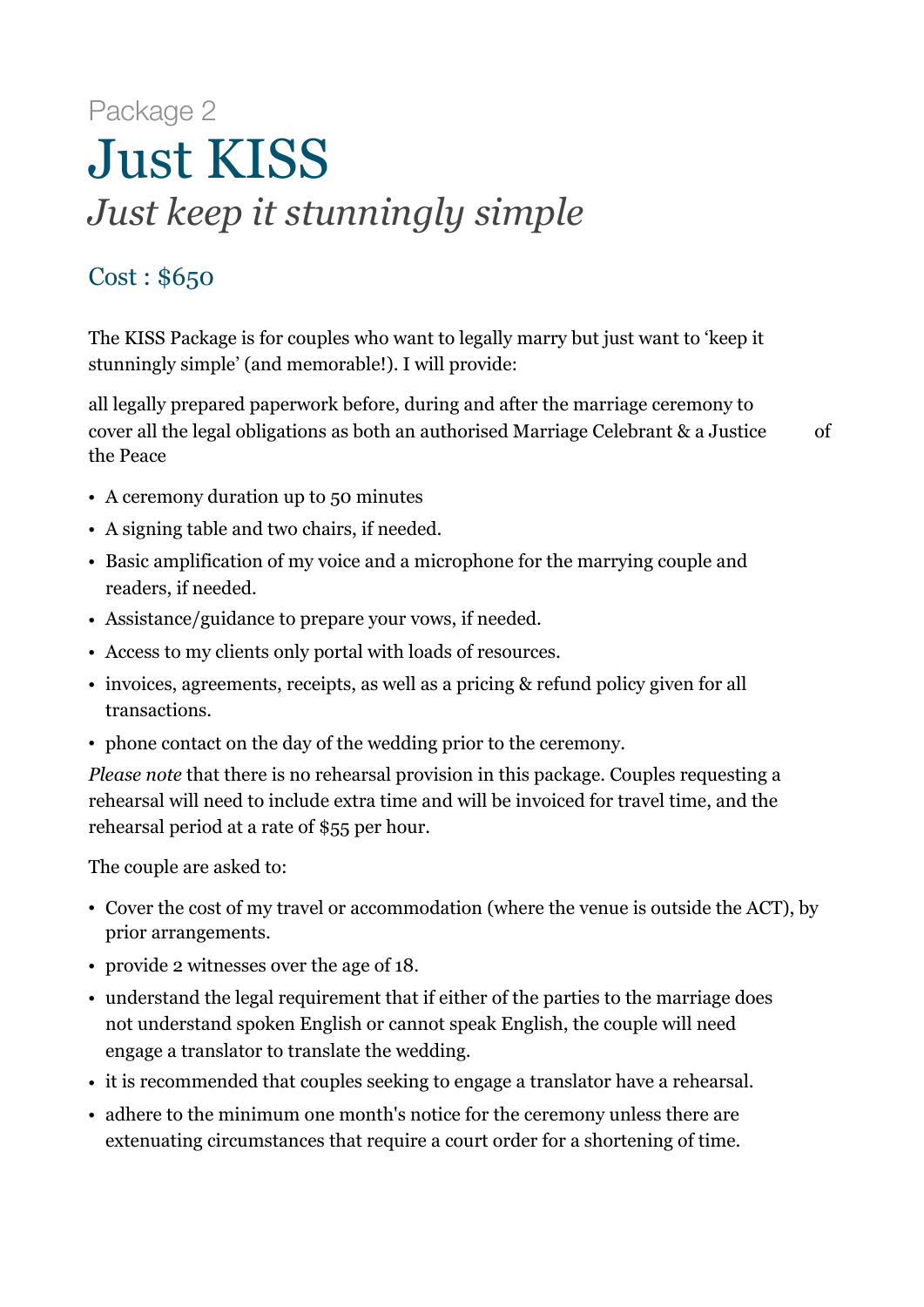Package 2

# Just KISS

## *Just keep it stunningly simple*

### Cost : $650

The KISS Package is for couples who want to legally marry but just want to 'keep it stunningly simple' (and memorable!). I will provide:

all legally prepared paperwork before, during and after the marriage ceremony to cover all the legal obligations as both an authorised Marriage Celebrant & a Justice of the Peace

- A ceremony duration up to 50 minutes
- A signing table and two chairs, if needed.
- Basic amplification of my voice and a microphone for the marrying couple and readers, if needed.
- Assistance/guidance to prepare your vows, if needed.
- Access to my clients only portal with loads of resources.
- invoices, agreements, receipts, as well as a pricing & refund policy given for all transactions.
- phone contact on the day of the wedding prior to the ceremony.

*Please note* that there is no rehearsal provision in this package. Couples requesting a rehearsal will need to include extra time and will be invoiced for travel time, and the rehearsal period at a rate of $55 per hour.

The couple are asked to:

- Cover the cost of my travel or accommodation (where the venue is outside the ACT), by prior arrangements.
- provide 2 witnesses over the age of 18.
- understand the legal requirement that if either of the parties to the marriage does not understand spoken English or cannot speak English, the couple will need engage a translator to translate the wedding.
- it is recommended that couples seeking to engage a translator have a rehearsal.
- adhere to the minimum one month's notice for the ceremony unless there are extenuating circumstances that require a court order for a shortening of time.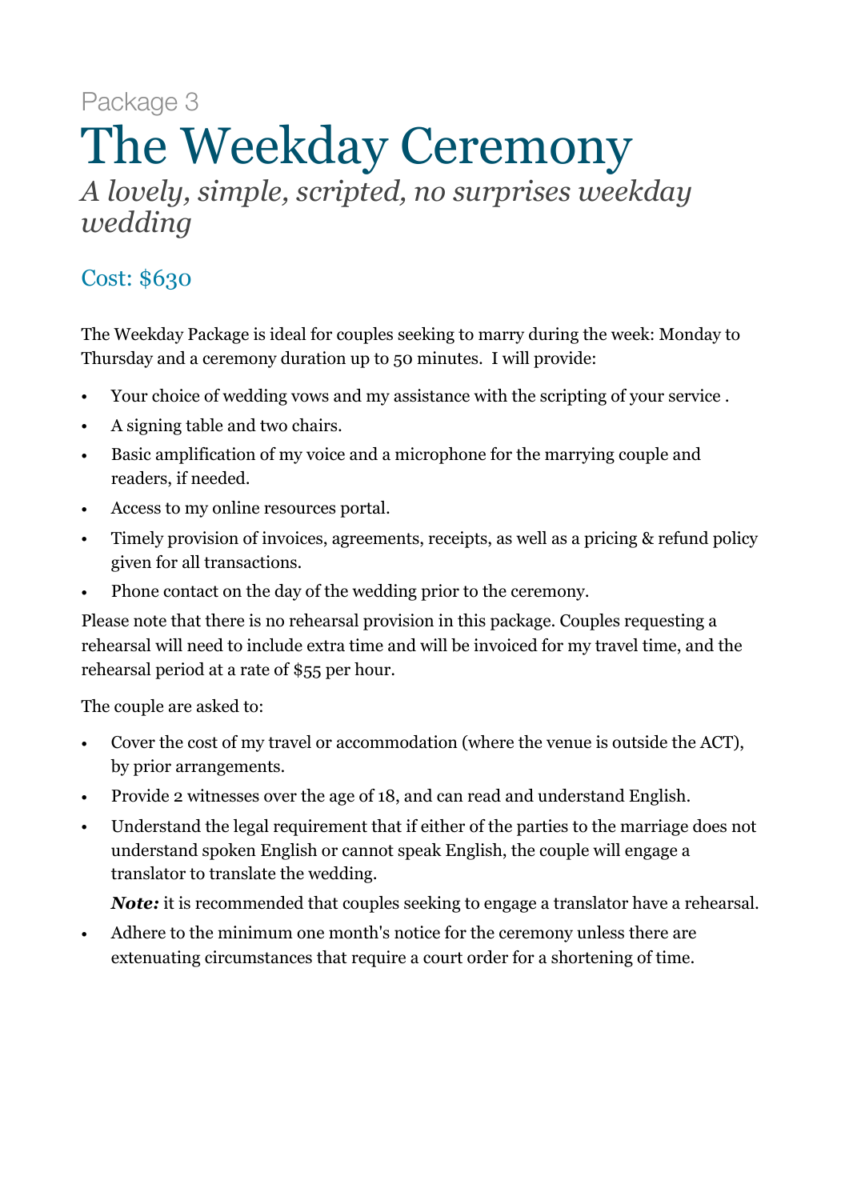Package 3

# The Weekday Ceremony

*A lovely, simple, scripted, no surprises weekday wedding*

## Cost: $630

The Weekday Package is ideal for couples seeking to marry during the week: Monday to Thursday and a ceremony duration up to 50 minutes. I will provide:

- Your choice of wedding vows and my assistance with the scripting of your service .
- A signing table and two chairs.
- Basic amplification of my voice and a microphone for the marrying couple and readers, if needed.
- Access to my online resources portal.
- Timely provision of invoices, agreements, receipts, as well as a pricing & refund policy given for all transactions.
- Phone contact on the day of the wedding prior to the ceremony.

Please note that there is no rehearsal provision in this package. Couples requesting a rehearsal will need to include extra time and will be invoiced for my travel time, and the rehearsal period at a rate of $55 per hour.

The couple are asked to:

- Cover the cost of my travel or accommodation (where the venue is outside the ACT), by prior arrangements.
- Provide 2 witnesses over the age of 18, and can read and understand English.
- Understand the legal requirement that if either of the parties to the marriage does not understand spoken English or cannot speak English, the couple will engage a translator to translate the wedding.

  ***Note:*** it is recommended that couples seeking to engage a translator have a rehearsal.
- Adhere to the minimum one month's notice for the ceremony unless there are extenuating circumstances that require a court order for a shortening of time.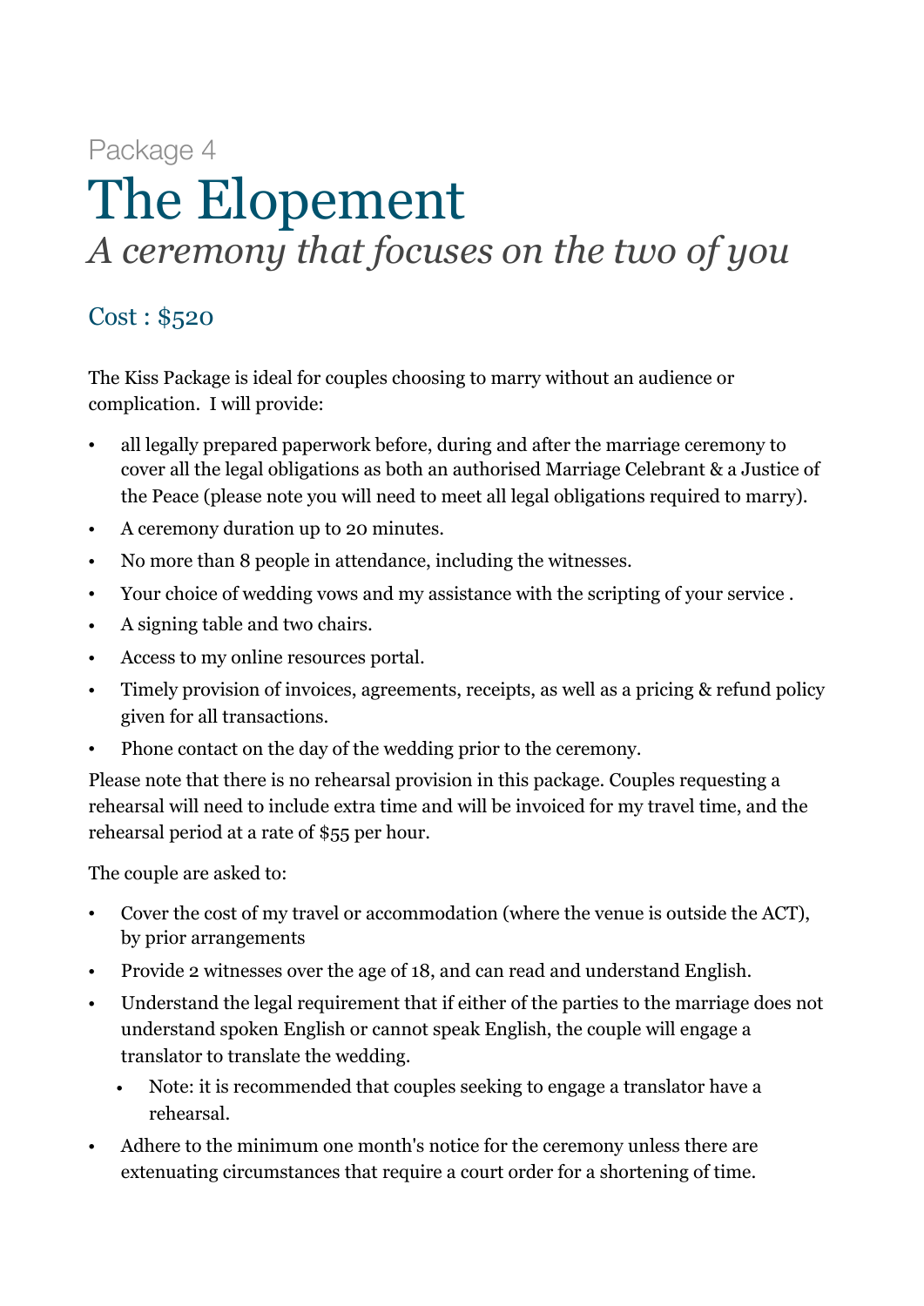Package 4

# The Elopement

*A ceremony that focuses on the two of you*

## Cost : $520

The Kiss Package is ideal for couples choosing to marry without an audience or complication.  I will provide:

- all legally prepared paperwork before, during and after the marriage ceremony to cover all the legal obligations as both an authorised Marriage Celebrant & a Justice of the Peace (please note you will need to meet all legal obligations required to marry).
- A ceremony duration up to 20 minutes.
- No more than 8 people in attendance, including the witnesses.
- Your choice of wedding vows and my assistance with the scripting of your service .
- A signing table and two chairs.
- Access to my online resources portal.
- Timely provision of invoices, agreements, receipts, as well as a pricing & refund policy given for all transactions.
- Phone contact on the day of the wedding prior to the ceremony.

Please note that there is no rehearsal provision in this package. Couples requesting a rehearsal will need to include extra time and will be invoiced for my travel time, and the rehearsal period at a rate of $55 per hour.

The couple are asked to:

- Cover the cost of my travel or accommodation (where the venue is outside the ACT), by prior arrangements
- Provide 2 witnesses over the age of 18, and can read and understand English.
- Understand the legal requirement that if either of the parties to the marriage does not understand spoken English or cannot speak English, the couple will engage a translator to translate the wedding.
  - Note: it is recommended that couples seeking to engage a translator have a rehearsal.
- Adhere to the minimum one month's notice for the ceremony unless there are extenuating circumstances that require a court order for a shortening of time.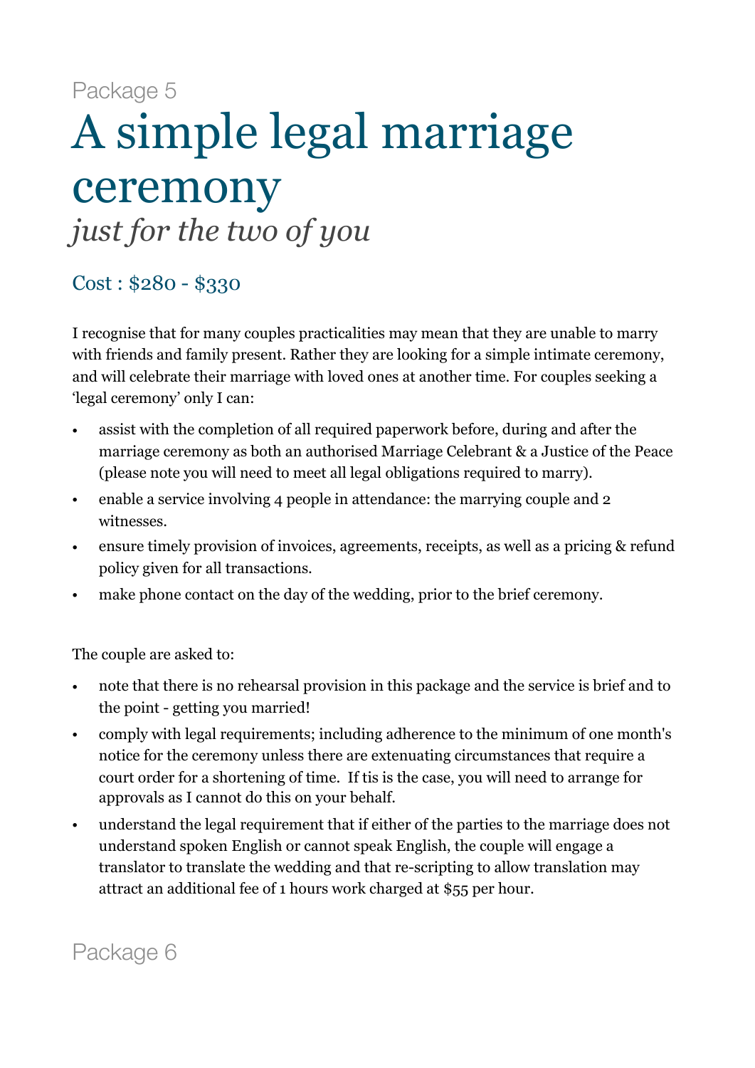Package 5

# A simple legal marriage ceremony

*just for the two of you*

## Cost : $280 - $330

I recognise that for many couples practicalities may mean that they are unable to marry with friends and family present. Rather they are looking for a simple intimate ceremony, and will celebrate their marriage with loved ones at another time. For couples seeking a 'legal ceremony' only I can:

- assist with the completion of all required paperwork before, during and after the marriage ceremony as both an authorised Marriage Celebrant & a Justice of the Peace (please note you will need to meet all legal obligations required to marry).
- enable a service involving 4 people in attendance: the marrying couple and 2 witnesses.
- ensure timely provision of invoices, agreements, receipts, as well as a pricing & refund policy given for all transactions.
- make phone contact on the day of the wedding, prior to the brief ceremony.

The couple are asked to:

- note that there is no rehearsal provision in this package and the service is brief and to the point - getting you married!
- comply with legal requirements; including adherence to the minimum of one month's notice for the ceremony unless there are extenuating circumstances that require a court order for a shortening of time. If tis is the case, you will need to arrange for approvals as I cannot do this on your behalf.
- understand the legal requirement that if either of the parties to the marriage does not understand spoken English or cannot speak English, the couple will engage a translator to translate the wedding and that re-scripting to allow translation may attract an additional fee of 1 hours work charged at $55 per hour.

Package 6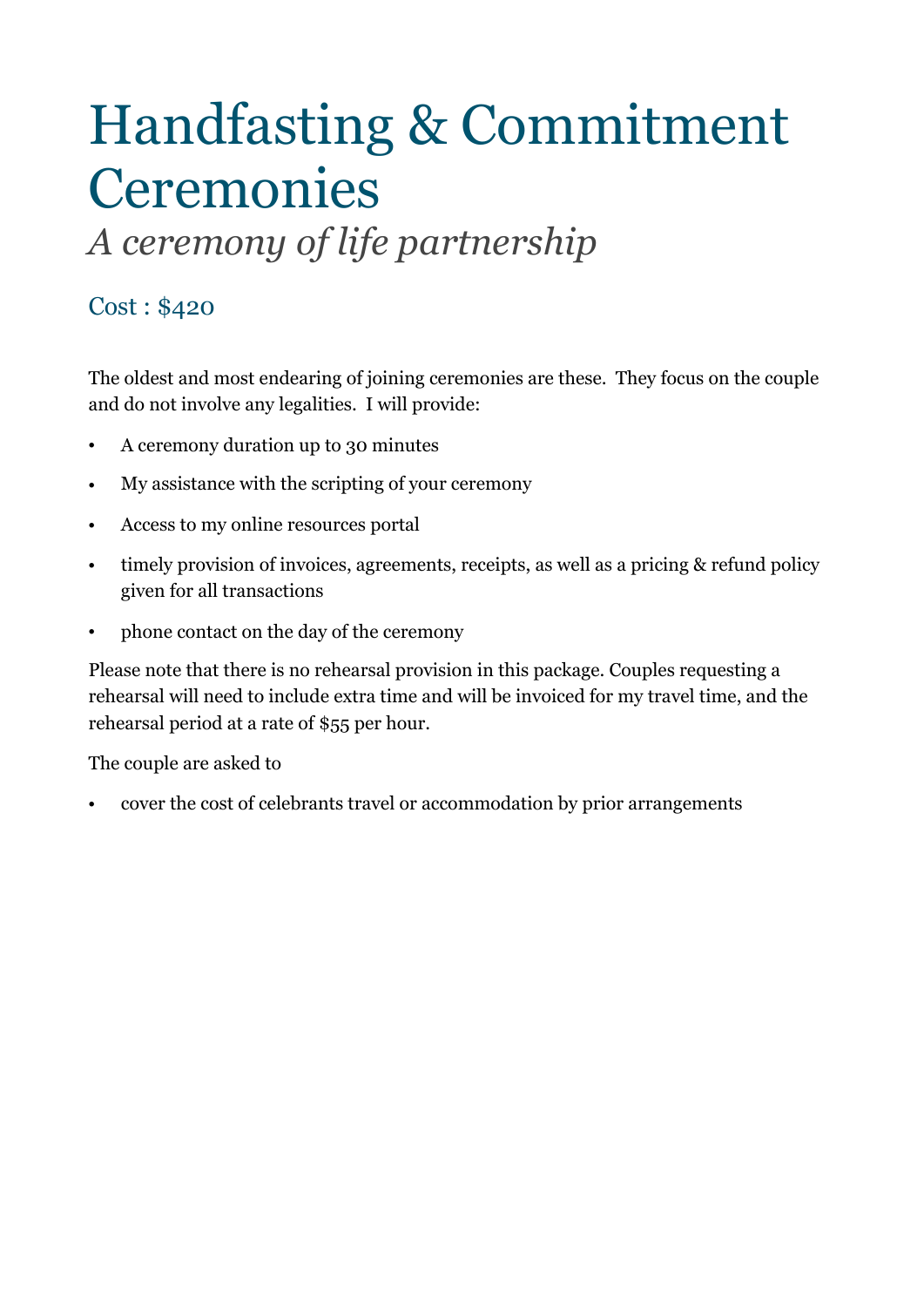# Handfasting & Commitment Ceremonies

*A ceremony of life partnership*

## Cost : $420

The oldest and most endearing of joining ceremonies are these. They focus on the couple and do not involve any legalities. I will provide:

- A ceremony duration up to 30 minutes
- My assistance with the scripting of your ceremony
- Access to my online resources portal
- timely provision of invoices, agreements, receipts, as well as a pricing & refund policy given for all transactions
- phone contact on the day of the ceremony

Please note that there is no rehearsal provision in this package. Couples requesting a rehearsal will need to include extra time and will be invoiced for my travel time, and the rehearsal period at a rate of $55 per hour.

The couple are asked to

- cover the cost of celebrants travel or accommodation by prior arrangements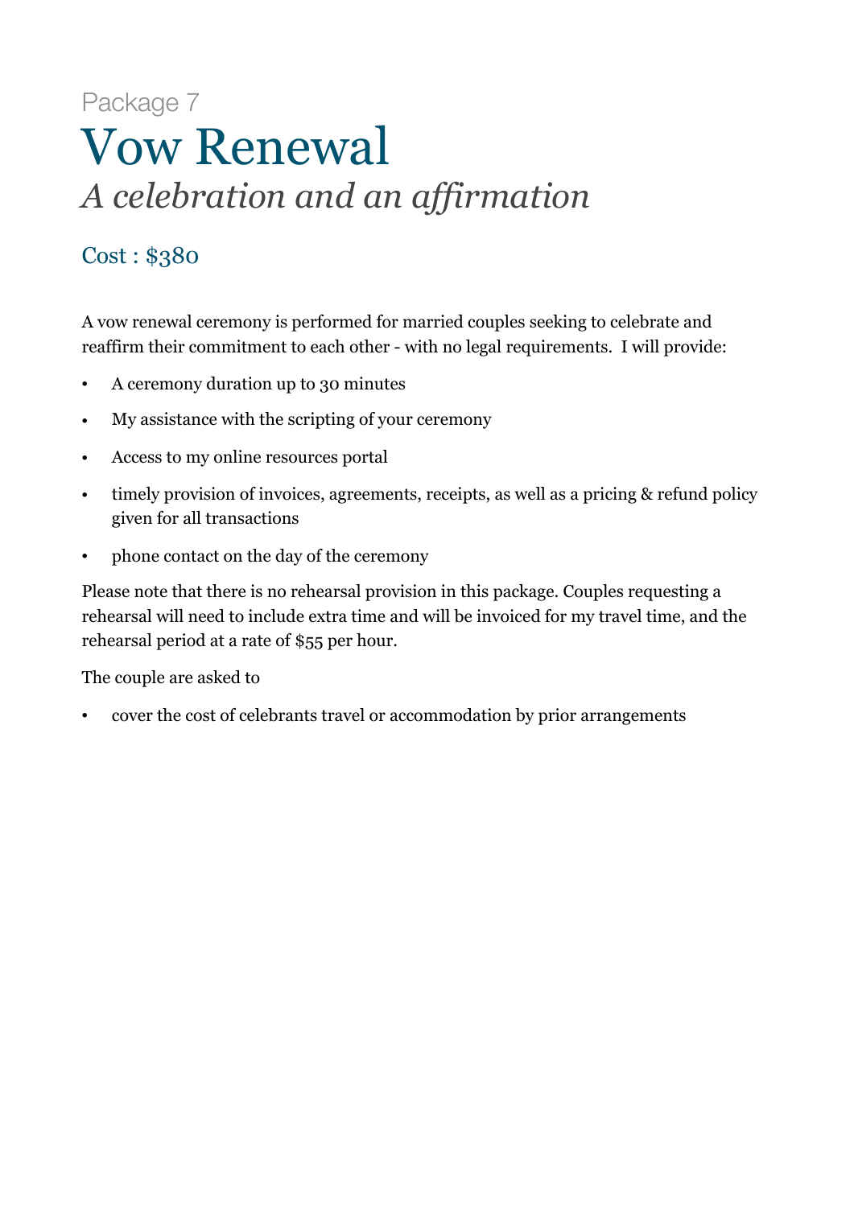Package 7

# Vow Renewal

## *A celebration and an affirmation*

### Cost : $380

A vow renewal ceremony is performed for married couples seeking to celebrate and reaffirm their commitment to each other - with no legal requirements. I will provide:

- A ceremony duration up to 30 minutes
- My assistance with the scripting of your ceremony
- Access to my online resources portal
- timely provision of invoices, agreements, receipts, as well as a pricing & refund policy given for all transactions
- phone contact on the day of the ceremony

Please note that there is no rehearsal provision in this package. Couples requesting a rehearsal will need to include extra time and will be invoiced for my travel time, and the rehearsal period at a rate of $55 per hour.

The couple are asked to

- cover the cost of celebrants travel or accommodation by prior arrangements